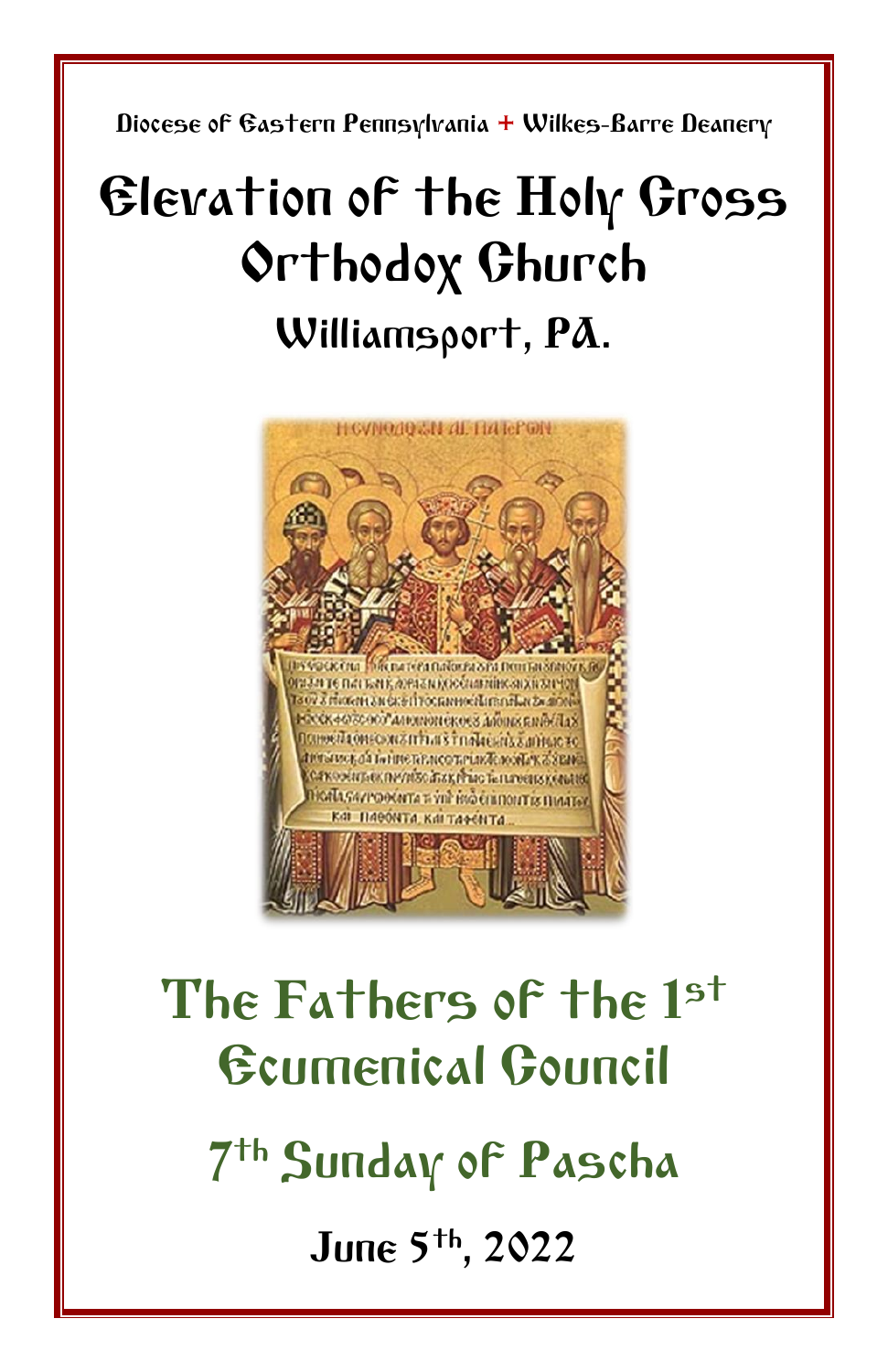Diocese of Eastern Pennsylvania + Wilkes-Barre Deanery

# Elevation of the Holy Cross Orthodox Church

## Williamsport, PA.

## The Fathers of the 1st Ecumenical Council

## 7th Sunday of Pascha

### June 5th, 2022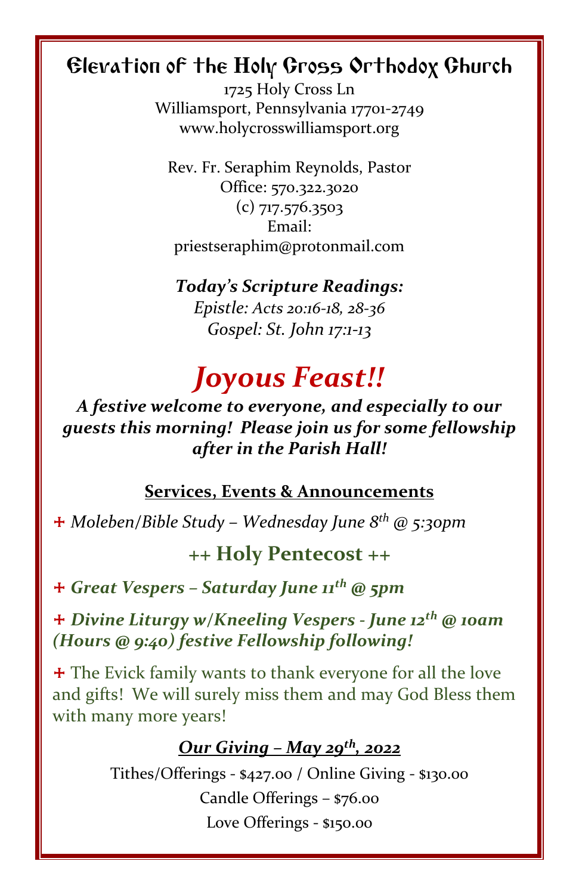# Elevation of the Holy Cross Orthodox Church

1725 Holy Cross Ln
Williamsport, Pennsylvania 17701-2749
www.holycrosswilliamsport.org

Rev. Fr. Seraphim Reynolds, Pastor
Office: 570.322.3020
(c) 717.576.3503
Email:
priestseraphim@protonmail.com

***Today's Scripture Readings:***
*Epistle: Acts 20:16-18, 28-36*
*Gospel: St. John 17:1-13*

## *Joyous Feast!!*

***A festive welcome to everyone, and especially to our guests this morning! Please join us for some fellowship after in the Parish Hall!***

### Services, Events & Announcements

+ *Moleben/Bible Study – Wednesday June 8th @ 5:30pm*

### ++ Holy Pentecost ++

+ ***Great Vespers – Saturday June 11th @ 5pm***

+ ***Divine Liturgy w/Kneeling Vespers - June 12th @ 10am (Hours @ 9:40) festive Fellowship following!***

+ The Evick family wants to thank everyone for all the love and gifts! We will surely miss them and may God Bless them with many more years!

### *Our Giving – May 29th, 2022*

Tithes/Offerings - $427.00 / Online Giving - $130.00
Candle Offerings – $76.00
Love Offerings - $150.00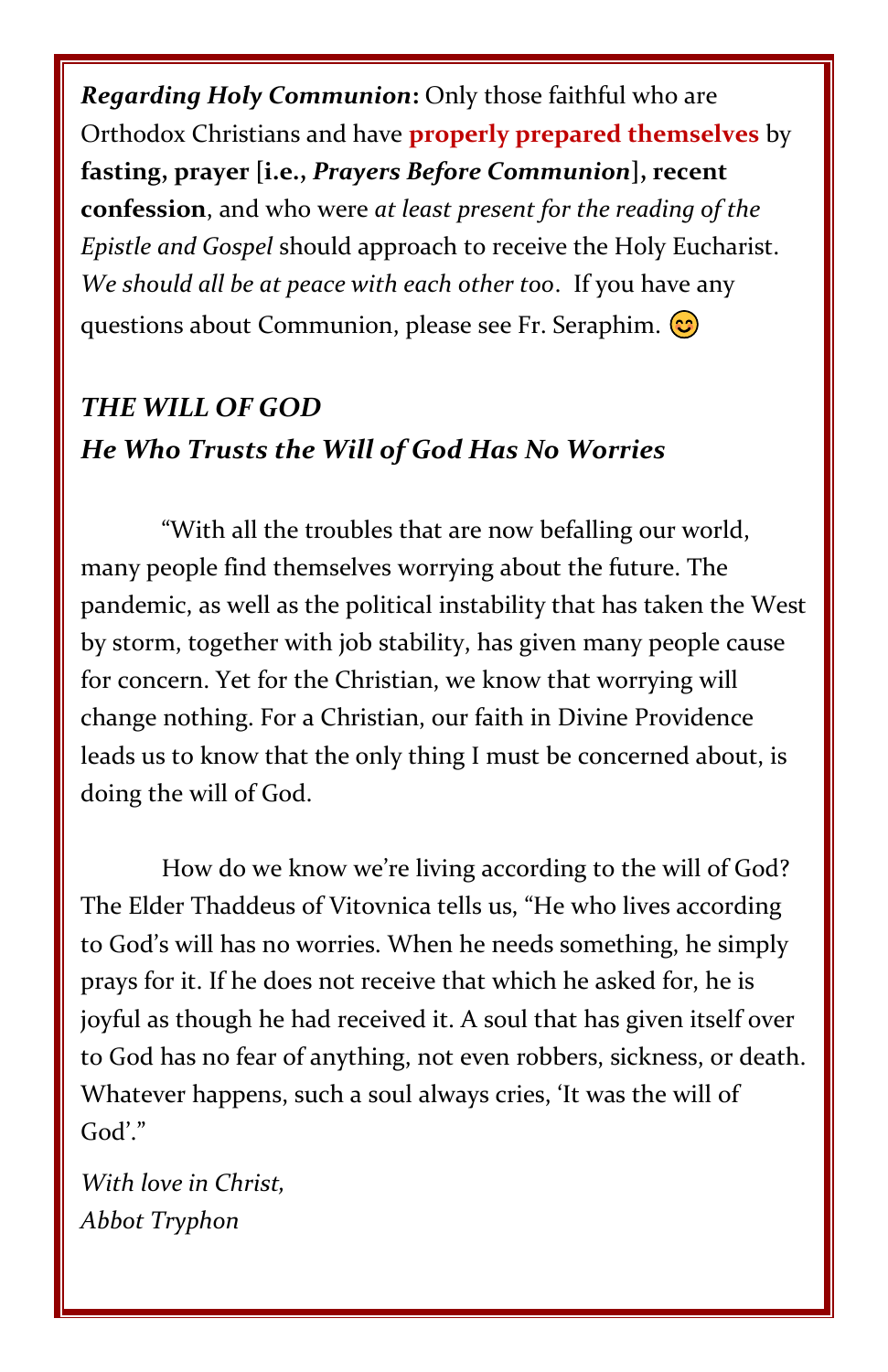***Regarding Holy Communion*:** Only those faithful who are Orthodox Christians and have **properly prepared themselves** by **fasting, prayer [i.e., *Prayers Before Communion*], recent confession**, and who were *at least present for the reading of the Epistle and Gospel* should approach to receive the Holy Eucharist. *We should all be at peace with each other too*. If you have any questions about Communion, please see Fr. Seraphim. 😊

## *THE WILL OF GOD*
## *He Who Trusts the Will of God Has No Worries*

"With all the troubles that are now befalling our world, many people find themselves worrying about the future. The pandemic, as well as the political instability that has taken the West by storm, together with job stability, has given many people cause for concern. Yet for the Christian, we know that worrying will change nothing. For a Christian, our faith in Divine Providence leads us to know that the only thing I must be concerned about, is doing the will of God.

How do we know we're living according to the will of God? The Elder Thaddeus of Vitovnica tells us, "He who lives according to God's will has no worries. When he needs something, he simply prays for it. If he does not receive that which he asked for, he is joyful as though he had received it. A soul that has given itself over to God has no fear of anything, not even robbers, sickness, or death. Whatever happens, such a soul always cries, 'It was the will of God'."

*With love in Christ,*
*Abbot Tryphon*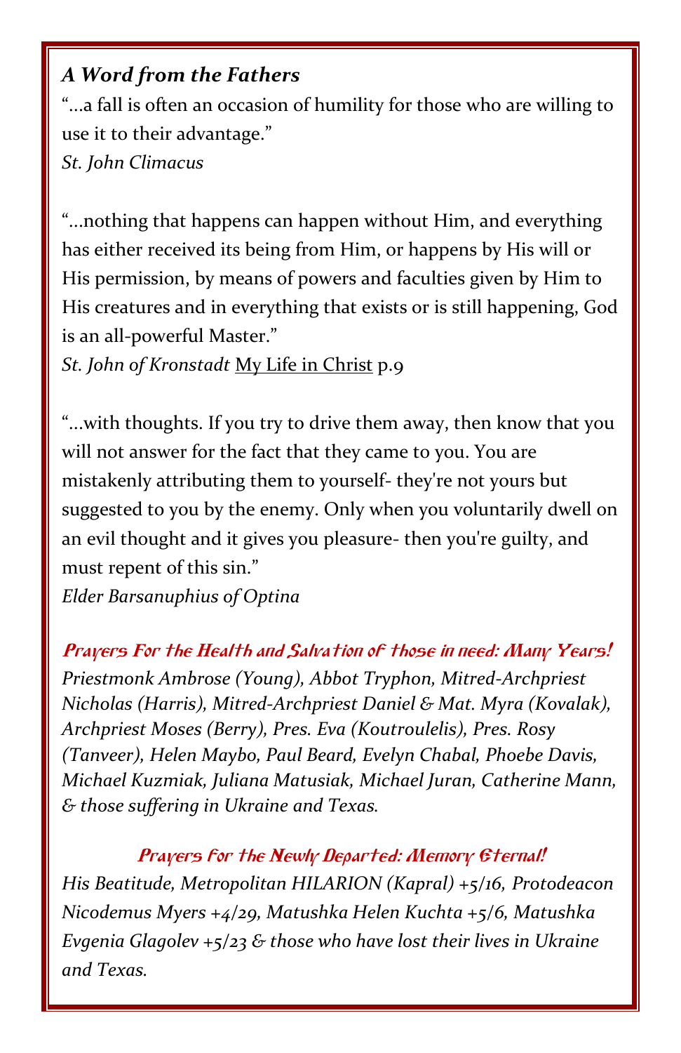### *A Word from the Fathers*

"…a fall is often an occasion of humility for those who are willing to use it to their advantage."
*St. John Climacus*

"…nothing that happens can happen without Him, and everything has either received its being from Him, or happens by His will or His permission, by means of powers and faculties given by Him to His creatures and in everything that exists or is still happening, God is an all-powerful Master."
*St. John of Kronstadt* My Life in Christ p.9

"…with thoughts. If you try to drive them away, then know that you will not answer for the fact that they came to you. You are mistakenly attributing them to yourself- they're not yours but suggested to you by the enemy. Only when you voluntarily dwell on an evil thought and it gives you pleasure- then you're guilty, and must repent of this sin."
*Elder Barsanuphius of Optina*

**Prayers For the Health and Salvation of those in need: Many Years!**
*Priestmonk Ambrose (Young), Abbot Tryphon, Mitred-Archpriest Nicholas (Harris), Mitred-Archpriest Daniel & Mat. Myra (Kovalak), Archpriest Moses (Berry), Pres. Eva (Koutroulelis), Pres. Rosy (Tanveer), Helen Maybo, Paul Beard, Evelyn Chabal, Phoebe Davis, Michael Kuzmiak, Juliana Matusiak, Michael Juran, Catherine Mann, & those suffering in Ukraine and Texas.*

**Prayers for the Newly Departed: Memory Eternal!**
*His Beatitude, Metropolitan HILARION (Kapral) +5/16, Protodeacon Nicodemus Myers +4/29, Matushka Helen Kuchta +5/6, Matushka Evgenia Glagolev +5/23 & those who have lost their lives in Ukraine and Texas.*